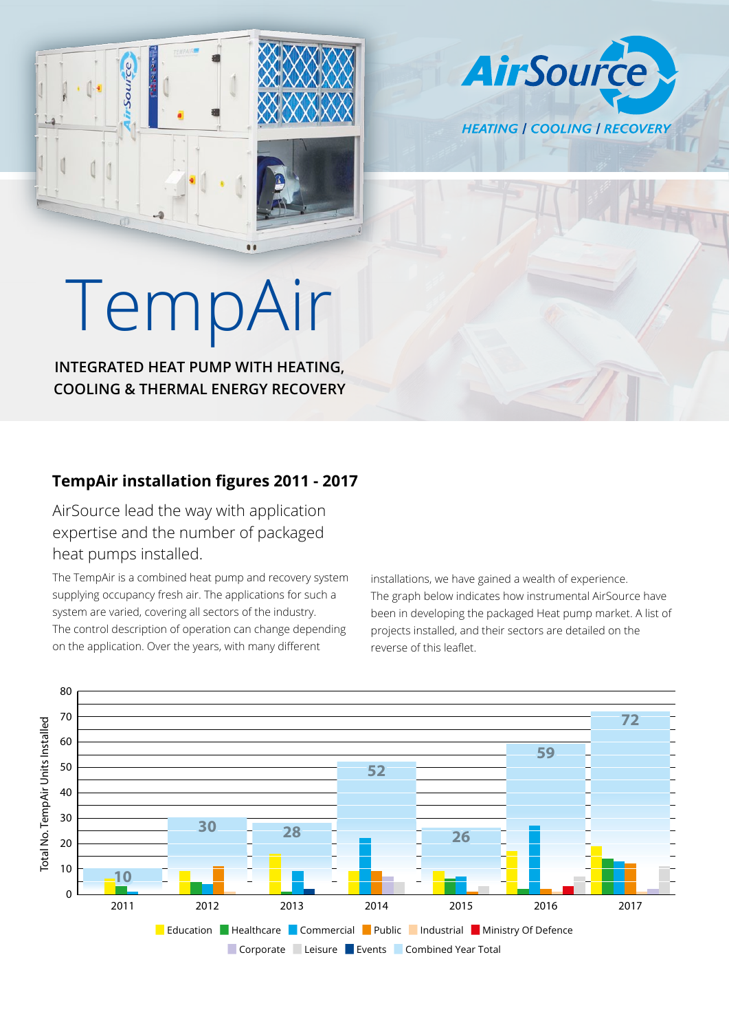AirSource

HEATING | COOLING | RECOVERY

# TempAir

**INTEGRATED HEAT PUMP WITH HEATING, COOLING & THERMAL ENERGY RECOVERY**

## TempAir installation figures 2011 - 2017

AirSource lead the way with application expertise and the number of packaged heat pumps installed.

The TempAir is a combined heat pump and recovery system supplying occupancy fresh air. The applications for such a system are varied, covering all sectors of the industry. The control description of operation can change depending on the application. Over the years, with many different installations, we have gained a wealth of experience. The graph below indicates how instrumental AirSource have been in developing the packaged Heat pump market. A list of projects installed, and their sectors are detailed on the reverse of this leaflet.

| Year | Combined Year Total |
|---|---|
| 2011 | 10 |
| 2012 | 30 |
| 2013 | 28 |
| 2014 | 52 |
| 2015 | 26 |
| 2016 | 59 |
| 2017 | 72 |

Total No. TempAir Units Installed

Education, Healthcare, Commercial, Public, Industrial, Ministry Of Defence, Corporate, Leisure, Events, Combined Year Total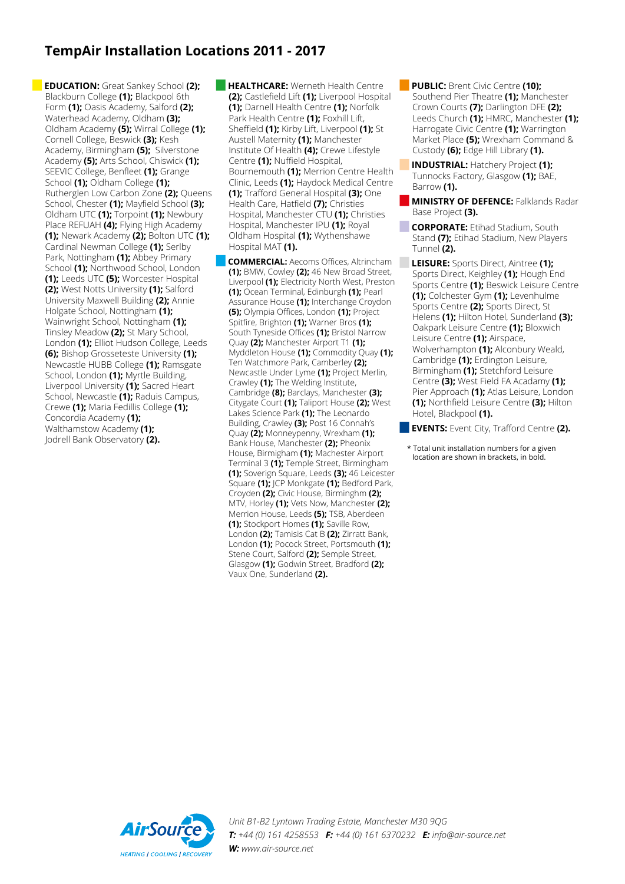# TempAir Installation Locations 2011 - 2017

**EDUCATION:** Great Sankey School **(2);** Blackburn College **(1);** Blackpool 6th Form **(1);** Oasis Academy, Salford **(2);** Waterhead Academy, Oldham **(3);** Oldham Academy **(5);** Wirral College **(1);** Cornell College, Beswick **(3);** Kesh Academy, Birmingham **(5);** Silverstone Academy **(5);** Arts School, Chiswick **(1);** SEEVIC College, Benfleet **(1);** Grange School **(1);** Oldham College **(1);** Rutherglen Low Carbon Zone **(2);** Queens School, Chester **(1);** Mayfield School **(3);** Oldham UTC **(1);** Torpoint **(1);** Newbury Place REFUAH **(4);** Flying High Academy **(1);** Newark Academy **(2);** Bolton UTC **(1);** Cardinal Newman College **(1);** Serlby Park, Nottingham **(1);** Abbey Primary School **(1);** Northwood School, London **(1);** Leeds UTC **(5);** Worcester Hospital **(2);** West Notts University **(1);** Salford University Maxwell Building **(2);** Annie Holgate School, Nottingham **(1);** Wainwright School, Nottingham **(1);** Tinsley Meadow **(2);** St Mary School, London **(1);** Elliot Hudson College, Leeds **(6);** Bishop Grosseteste University **(1);** Newcastle HUBB College **(1);** Ramsgate School, London **(1);** Myrtle Building, Liverpool University **(1);** Sacred Heart School, Newcastle **(1);** Raduis Campus, Crewe **(1);** Maria Fedillis College **(1);** Concordia Academy **(1);** Walthamstow Academy **(1);** Jodrell Bank Observatory **(2).**

**HEALTHCARE:** Werneth Health Centre **(2);** Castlefield Lift **(1);** Liverpool Hospital **(1);** Darnell Health Centre **(1);** Norfolk Park Health Centre **(1);** Foxhill Lift, Sheffield **(1);** Kirby Lift, Liverpool **(1);** St Austell Maternity **(1);** Manchester Institute Of Health **(4);** Crewe Lifestyle Centre **(1);** Nuffield Hospital, Bournemouth **(1);** Merrion Centre Health Clinic, Leeds **(1);** Haydock Medical Centre **(1);** Trafford General Hospital **(3);** One Health Care, Hatfield **(7);** Christies Hospital, Manchester CTU **(1);** Christies Hospital, Manchester IPU **(1);** Royal Oldham Hospital **(1);** Wythenshawe Hospital MAT **(1).**

**COMMERCIAL:** Aecoms Offices, Altrincham **(1);** BMW, Cowley **(2);** 46 New Broad Street, Liverpool **(1);** Electricity North West, Preston **(1);** Ocean Terminal, Edinburgh **(1);** Pearl Assurance House **(1);** Interchange Croydon **(5);** Olympia Offices, London **(1);** Project Spitfire, Brighton **(1);** Warner Bros **(1);** South Tyneside Offices **(1);** Bristol Narrow Quay **(2);** Manchester Airport T1 **(1);** Myddleton House **(1);** Commodity Quay **(1);** Ten Watchmore Park, Camberley **(2);** Newcastle Under Lyme **(1);** Project Merlin, Crawley **(1);** The Welding Institute, Cambridge **(8);** Barclays, Manchester **(3);** Citygate Court **(1);** Taliport House **(2);** West Lakes Science Park **(1);** The Leonardo Building, Crawley **(3);** Post 16 Connah's Quay **(2);** Monneypenny, Wrexham **(1);** Bank House, Manchester **(2);** Pheonix House, Birmigham **(1);** Machester Airport Terminal 3 **(1);** Temple Street, Birmingham **(1);** Soverign Square, Leeds **(3);** 46 Leicester Square **(1);** JCP Monkgate **(1);** Bedford Park, Croyden **(2);** Civic House, Birminghm **(2);** MTV, Horley **(1);** Vets Now, Manchester **(2);** Merrion House, Leeds **(5);** TSB, Aberdeen **(1);** Stockport Homes **(1);** Saville Row, London **(2);** Tamisis Cat B **(2);** Zirratt Bank, London **(1);** Pocock Street, Portsmouth **(1);** Stene Court, Salford **(2);** Semple Street, Glasgow **(1);** Godwin Street, Bradford **(2);** Vaux One, Sunderland **(2).**

**PUBLIC:** Brent Civic Centre **(10);** Southend Pier Theatre **(1);** Manchester Crown Courts **(7);** Darlington DFE **(2);** Leeds Church **(1);** HMRC, Manchester **(1);** Harrogate Civic Centre **(1);** Warrington Market Place **(5);** Wrexham Command & Custody **(6);** Edge Hill Library **(1).**

**INDUSTRIAL:** Hatchery Project **(1);** Tunnocks Factory, Glasgow **(1);** BAE, Barrow **(1).**

**MINISTRY OF DEFENCE:** Falklands Radar Base Project **(3).**

**CORPORATE:** Etihad Stadium, South Stand **(7);** Etihad Stadium, New Players Tunnel **(2).**

**LEISURE:** Sports Direct, Aintree **(1);** Sports Direct, Keighley **(1);** Hough End Sports Centre **(1);** Beswick Leisure Centre **(1);** Colchester Gym **(1);** Levenhulme Sports Centre **(2);** Sports Direct, St Helens **(1);** Hilton Hotel, Sunderland **(3);** Oakpark Leisure Centre **(1);** Bloxwich Leisure Centre **(1);** Airspace, Wolverhampton **(1);** Alconbury Weald, Cambridge **(1);** Erdington Leisure, Birmingham **(1);** Stetchford Leisure Centre **(3);** West Field FA Acadamy **(1);** Pier Approach **(1);** Atlas Leisure, London **(1);** Northfield Leisure Centre **(3);** Hilton Hotel, Blackpool **(1).**

**EVENTS:** Event City, Trafford Centre **(2).**

\* Total unit installation numbers for a given location are shown in brackets, in bold.

AirSource
HEATING | COOLING | RECOVERY

*Unit B1-B2 Lyntown Trading Estate, Manchester M30 9QG*
***T:*** *+44 (0) 161 4258553* ***F:*** *+44 (0) 161 6370232* ***E:*** *info@air-source.net*
***W:*** *www.air-source.net*